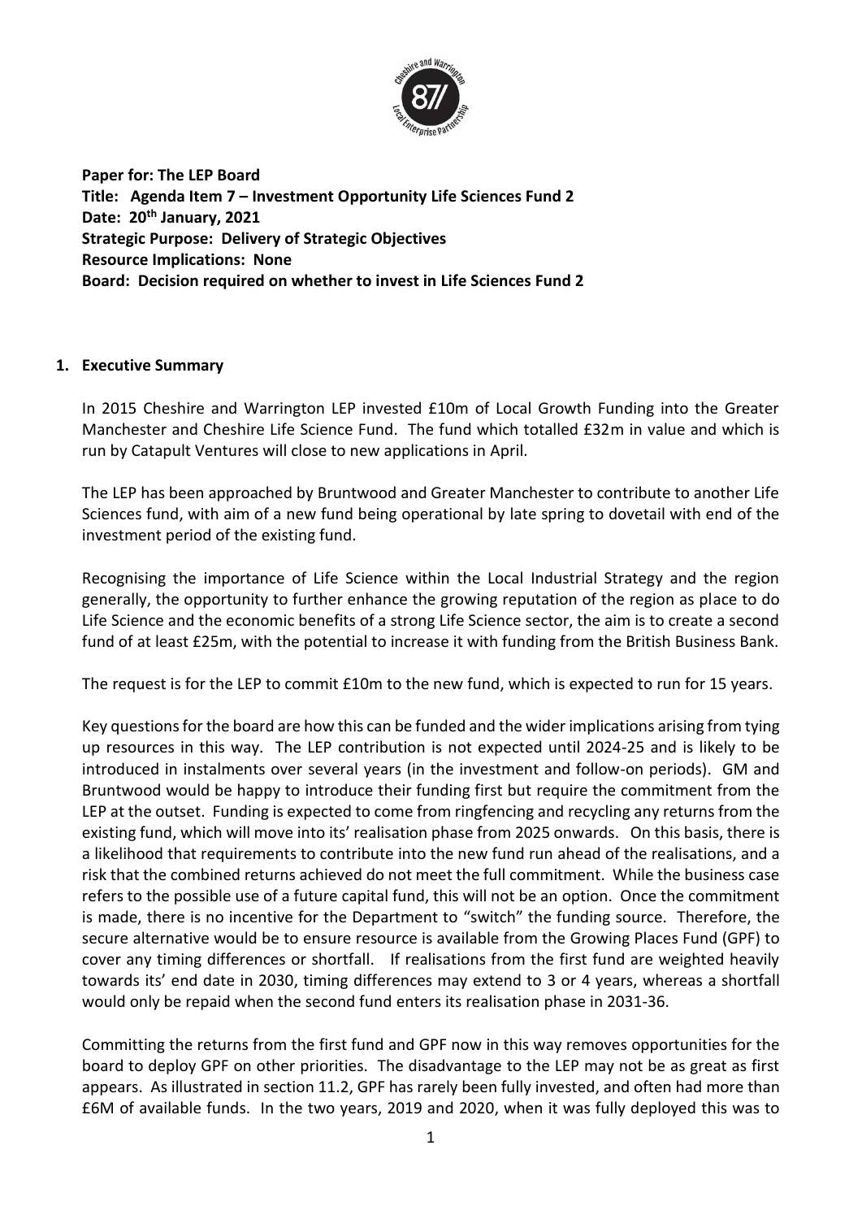**Paper for: The LEP Board**
**Title: Agenda Item 7 – Investment Opportunity Life Sciences Fund 2**
**Date: 20th January, 2021**
**Strategic Purpose: Delivery of Strategic Objectives**
**Resource Implications: None**
**Board: Decision required on whether to invest in Life Sciences Fund 2**

## 1. Executive Summary

In 2015 Cheshire and Warrington LEP invested £10m of Local Growth Funding into the Greater Manchester and Cheshire Life Science Fund. The fund which totalled £32m in value and which is run by Catapult Ventures will close to new applications in April.

The LEP has been approached by Bruntwood and Greater Manchester to contribute to another Life Sciences fund, with aim of a new fund being operational by late spring to dovetail with end of the investment period of the existing fund.

Recognising the importance of Life Science within the Local Industrial Strategy and the region generally, the opportunity to further enhance the growing reputation of the region as place to do Life Science and the economic benefits of a strong Life Science sector, the aim is to create a second fund of at least £25m, with the potential to increase it with funding from the British Business Bank.

The request is for the LEP to commit £10m to the new fund, which is expected to run for 15 years.

Key questions for the board are how this can be funded and the wider implications arising from tying up resources in this way. The LEP contribution is not expected until 2024-25 and is likely to be introduced in instalments over several years (in the investment and follow-on periods). GM and Bruntwood would be happy to introduce their funding first but require the commitment from the LEP at the outset. Funding is expected to come from ringfencing and recycling any returns from the existing fund, which will move into its' realisation phase from 2025 onwards. On this basis, there is a likelihood that requirements to contribute into the new fund run ahead of the realisations, and a risk that the combined returns achieved do not meet the full commitment. While the business case refers to the possible use of a future capital fund, this will not be an option. Once the commitment is made, there is no incentive for the Department to "switch" the funding source. Therefore, the secure alternative would be to ensure resource is available from the Growing Places Fund (GPF) to cover any timing differences or shortfall. If realisations from the first fund are weighted heavily towards its' end date in 2030, timing differences may extend to 3 or 4 years, whereas a shortfall would only be repaid when the second fund enters its realisation phase in 2031-36.

Committing the returns from the first fund and GPF now in this way removes opportunities for the board to deploy GPF on other priorities. The disadvantage to the LEP may not be as great as first appears. As illustrated in section 11.2, GPF has rarely been fully invested, and often had more than £6M of available funds. In the two years, 2019 and 2020, when it was fully deployed this was to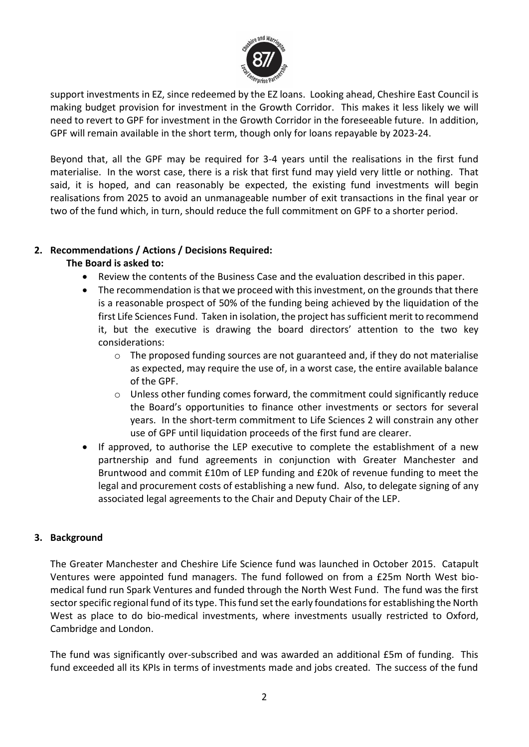support investments in EZ, since redeemed by the EZ loans. Looking ahead, Cheshire East Council is making budget provision for investment in the Growth Corridor. This makes it less likely we will need to revert to GPF for investment in the Growth Corridor in the foreseeable future. In addition, GPF will remain available in the short term, though only for loans repayable by 2023-24.

Beyond that, all the GPF may be required for 3-4 years until the realisations in the first fund materialise. In the worst case, there is a risk that first fund may yield very little or nothing. That said, it is hoped, and can reasonably be expected, the existing fund investments will begin realisations from 2025 to avoid an unmanageable number of exit transactions in the final year or two of the fund which, in turn, should reduce the full commitment on GPF to a shorter period.

## 2. Recommendations / Actions / Decisions Required:

**The Board is asked to:**

- Review the contents of the Business Case and the evaluation described in this paper.
- The recommendation is that we proceed with this investment, on the grounds that there is a reasonable prospect of 50% of the funding being achieved by the liquidation of the first Life Sciences Fund. Taken in isolation, the project has sufficient merit to recommend it, but the executive is drawing the board directors' attention to the two key considerations:
  - The proposed funding sources are not guaranteed and, if they do not materialise as expected, may require the use of, in a worst case, the entire available balance of the GPF.
  - Unless other funding comes forward, the commitment could significantly reduce the Board's opportunities to finance other investments or sectors for several years. In the short-term commitment to Life Sciences 2 will constrain any other use of GPF until liquidation proceeds of the first fund are clearer.
- If approved, to authorise the LEP executive to complete the establishment of a new partnership and fund agreements in conjunction with Greater Manchester and Bruntwood and commit £10m of LEP funding and £20k of revenue funding to meet the legal and procurement costs of establishing a new fund. Also, to delegate signing of any associated legal agreements to the Chair and Deputy Chair of the LEP.

## 3. Background

The Greater Manchester and Cheshire Life Science fund was launched in October 2015. Catapult Ventures were appointed fund managers. The fund followed on from a £25m North West bio-medical fund run Spark Ventures and funded through the North West Fund. The fund was the first sector specific regional fund of its type. This fund set the early foundations for establishing the North West as place to do bio-medical investments, where investments usually restricted to Oxford, Cambridge and London.

The fund was significantly over-subscribed and was awarded an additional £5m of funding. This fund exceeded all its KPIs in terms of investments made and jobs created. The success of the fund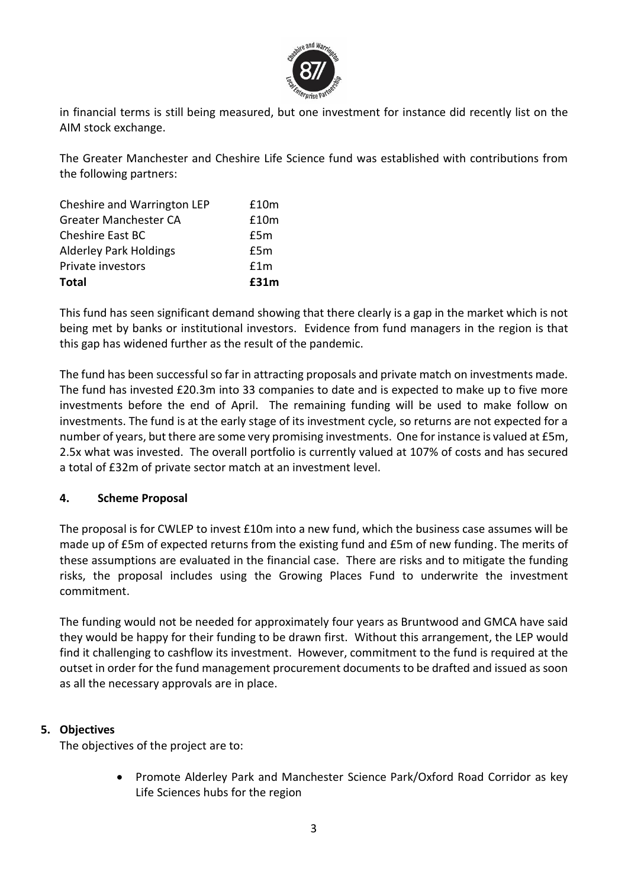in financial terms is still being measured, but one investment for instance did recently list on the AIM stock exchange.

The Greater Manchester and Cheshire Life Science fund was established with contributions from the following partners:

| | |
|---|---|
| Cheshire and Warrington LEP | £10m |
| Greater Manchester CA | £10m |
| Cheshire East BC | £5m |
| Alderley Park Holdings | £5m |
| Private investors | £1m |
| **Total** | **£31m** |

This fund has seen significant demand showing that there clearly is a gap in the market which is not being met by banks or institutional investors. Evidence from fund managers in the region is that this gap has widened further as the result of the pandemic.

The fund has been successful so far in attracting proposals and private match on investments made. The fund has invested £20.3m into 33 companies to date and is expected to make up to five more investments before the end of April. The remaining funding will be used to make follow on investments. The fund is at the early stage of its investment cycle, so returns are not expected for a number of years, but there are some very promising investments. One for instance is valued at £5m, 2.5x what was invested. The overall portfolio is currently valued at 107% of costs and has secured a total of £32m of private sector match at an investment level.

## 4. Scheme Proposal

The proposal is for CWLEP to invest £10m into a new fund, which the business case assumes will be made up of £5m of expected returns from the existing fund and £5m of new funding. The merits of these assumptions are evaluated in the financial case. There are risks and to mitigate the funding risks, the proposal includes using the Growing Places Fund to underwrite the investment commitment.

The funding would not be needed for approximately four years as Bruntwood and GMCA have said they would be happy for their funding to be drawn first. Without this arrangement, the LEP would find it challenging to cashflow its investment. However, commitment to the fund is required at the outset in order for the fund management procurement documents to be drafted and issued as soon as all the necessary approvals are in place.

## 5. Objectives

The objectives of the project are to:

- Promote Alderley Park and Manchester Science Park/Oxford Road Corridor as key Life Sciences hubs for the region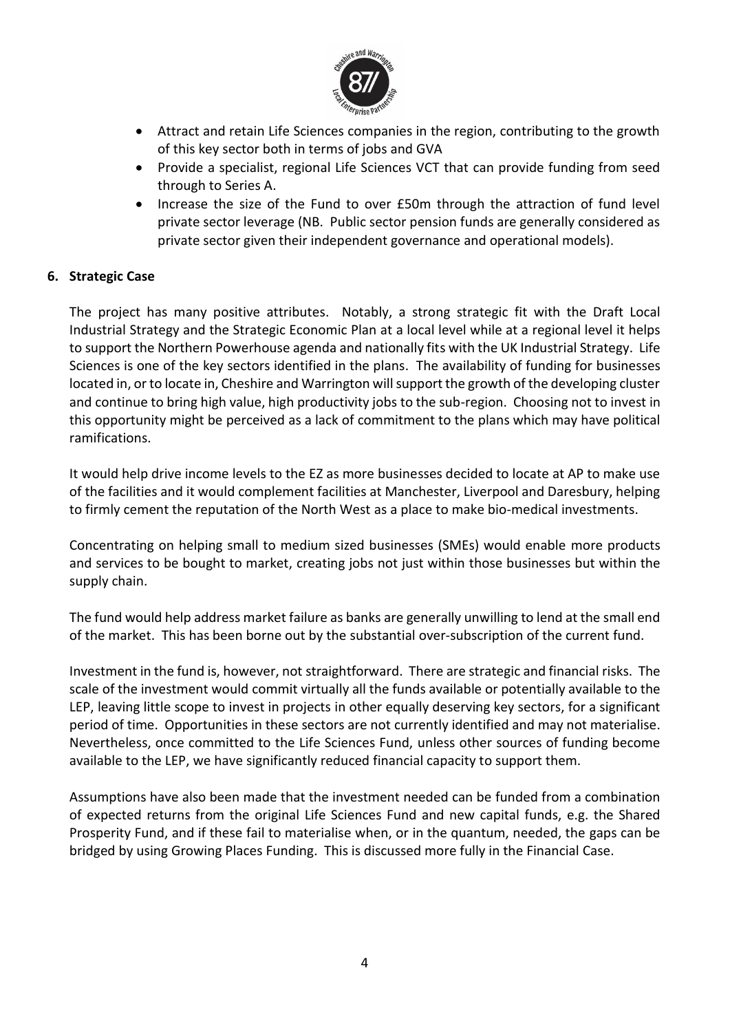- Attract and retain Life Sciences companies in the region, contributing to the growth of this key sector both in terms of jobs and GVA
- Provide a specialist, regional Life Sciences VCT that can provide funding from seed through to Series A.
- Increase the size of the Fund to over £50m through the attraction of fund level private sector leverage (NB. Public sector pension funds are generally considered as private sector given their independent governance and operational models).

## 6. Strategic Case

The project has many positive attributes. Notably, a strong strategic fit with the Draft Local Industrial Strategy and the Strategic Economic Plan at a local level while at a regional level it helps to support the Northern Powerhouse agenda and nationally fits with the UK Industrial Strategy. Life Sciences is one of the key sectors identified in the plans. The availability of funding for businesses located in, or to locate in, Cheshire and Warrington will support the growth of the developing cluster and continue to bring high value, high productivity jobs to the sub-region. Choosing not to invest in this opportunity might be perceived as a lack of commitment to the plans which may have political ramifications.

It would help drive income levels to the EZ as more businesses decided to locate at AP to make use of the facilities and it would complement facilities at Manchester, Liverpool and Daresbury, helping to firmly cement the reputation of the North West as a place to make bio-medical investments.

Concentrating on helping small to medium sized businesses (SMEs) would enable more products and services to be bought to market, creating jobs not just within those businesses but within the supply chain.

The fund would help address market failure as banks are generally unwilling to lend at the small end of the market. This has been borne out by the substantial over-subscription of the current fund.

Investment in the fund is, however, not straightforward. There are strategic and financial risks. The scale of the investment would commit virtually all the funds available or potentially available to the LEP, leaving little scope to invest in projects in other equally deserving key sectors, for a significant period of time. Opportunities in these sectors are not currently identified and may not materialise. Nevertheless, once committed to the Life Sciences Fund, unless other sources of funding become available to the LEP, we have significantly reduced financial capacity to support them.

Assumptions have also been made that the investment needed can be funded from a combination of expected returns from the original Life Sciences Fund and new capital funds, e.g. the Shared Prosperity Fund, and if these fail to materialise when, or in the quantum, needed, the gaps can be bridged by using Growing Places Funding. This is discussed more fully in the Financial Case.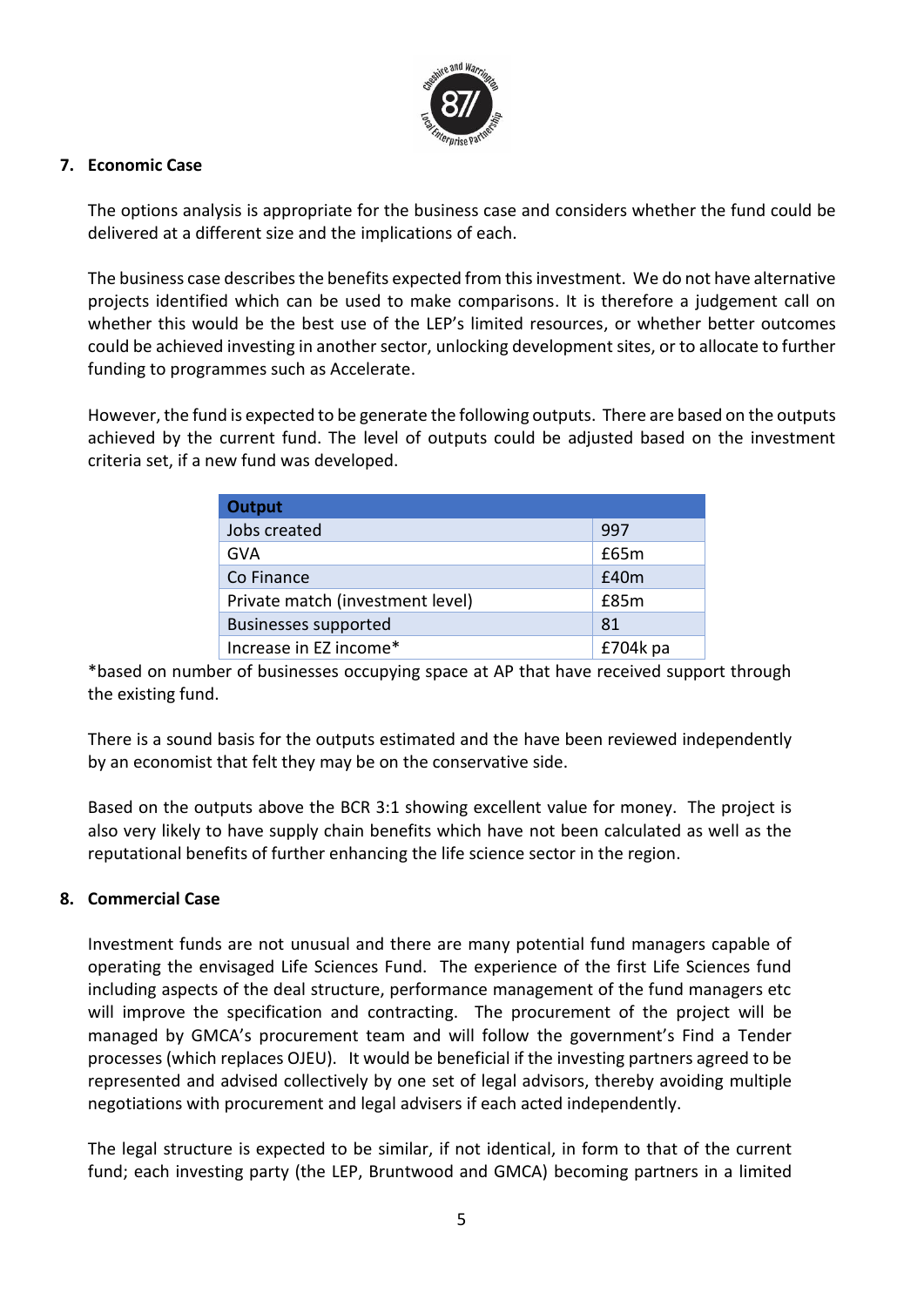## 7. Economic Case

The options analysis is appropriate for the business case and considers whether the fund could be delivered at a different size and the implications of each.

The business case describes the benefits expected from this investment. We do not have alternative projects identified which can be used to make comparisons. It is therefore a judgement call on whether this would be the best use of the LEP's limited resources, or whether better outcomes could be achieved investing in another sector, unlocking development sites, or to allocate to further funding to programmes such as Accelerate.

However, the fund is expected to be generate the following outputs. There are based on the outputs achieved by the current fund. The level of outputs could be adjusted based on the investment criteria set, if a new fund was developed.

| Output | |
|---|---|
| Jobs created | 997 |
| GVA | £65m |
| Co Finance | £40m |
| Private match (investment level) | £85m |
| Businesses supported | 81 |
| Increase in EZ income* | £704k pa |

*based on number of businesses occupying space at AP that have received support through the existing fund.

There is a sound basis for the outputs estimated and the have been reviewed independently by an economist that felt they may be on the conservative side.

Based on the outputs above the BCR 3:1 showing excellent value for money. The project is also very likely to have supply chain benefits which have not been calculated as well as the reputational benefits of further enhancing the life science sector in the region.

## 8. Commercial Case

Investment funds are not unusual and there are many potential fund managers capable of operating the envisaged Life Sciences Fund. The experience of the first Life Sciences fund including aspects of the deal structure, performance management of the fund managers etc will improve the specification and contracting. The procurement of the project will be managed by GMCA's procurement team and will follow the government's Find a Tender processes (which replaces OJEU). It would be beneficial if the investing partners agreed to be represented and advised collectively by one set of legal advisors, thereby avoiding multiple negotiations with procurement and legal advisers if each acted independently.

The legal structure is expected to be similar, if not identical, in form to that of the current fund; each investing party (the LEP, Bruntwood and GMCA) becoming partners in a limited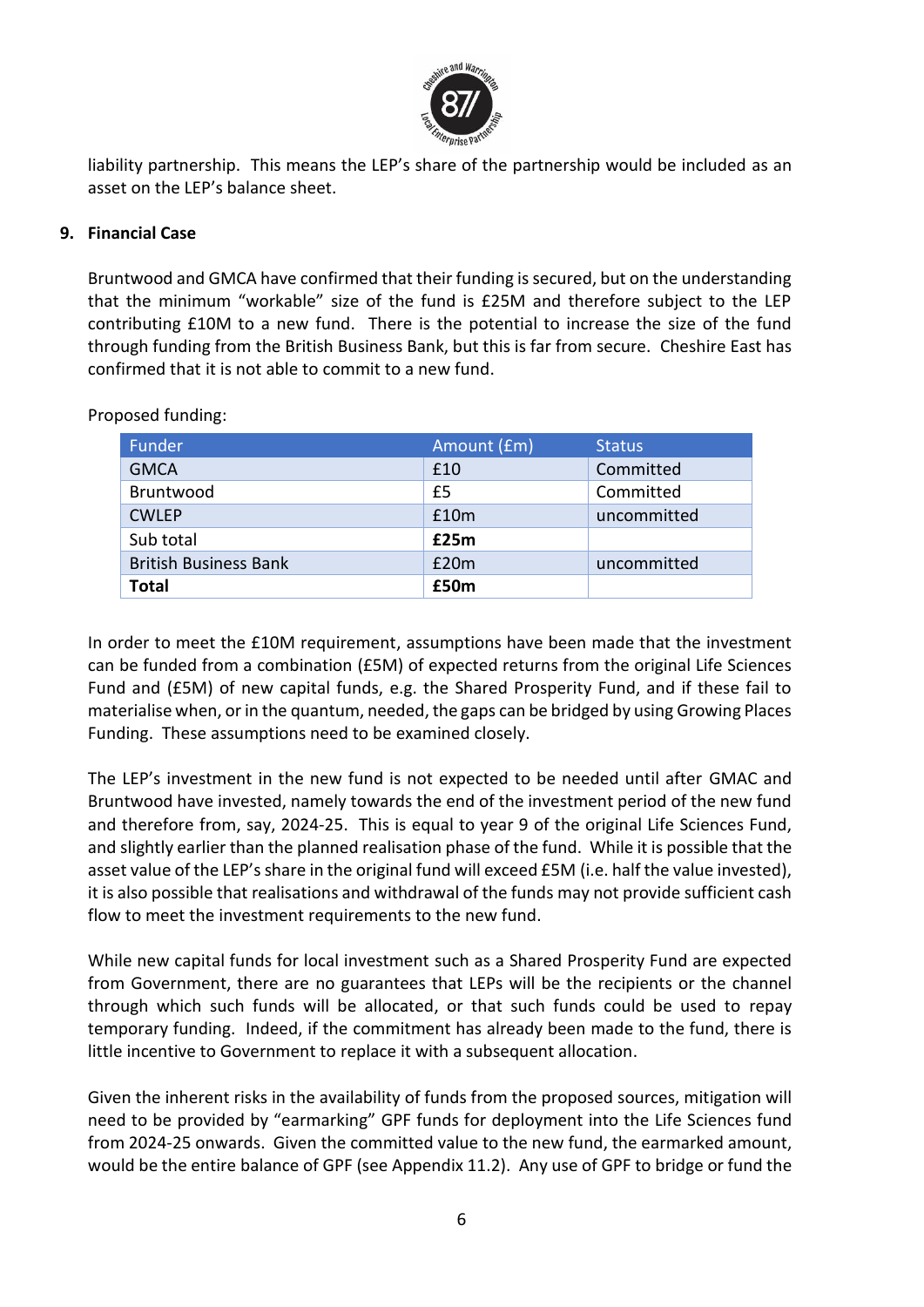liability partnership. This means the LEP's share of the partnership would be included as an asset on the LEP's balance sheet.

## 9. Financial Case

Bruntwood and GMCA have confirmed that their funding is secured, but on the understanding that the minimum "workable" size of the fund is £25M and therefore subject to the LEP contributing £10M to a new fund. There is the potential to increase the size of the fund through funding from the British Business Bank, but this is far from secure. Cheshire East has confirmed that it is not able to commit to a new fund.

Proposed funding:

| Funder | Amount (£m) | Status |
|---|---|---|
| GMCA | £10 | Committed |
| Bruntwood | £5 | Committed |
| CWLEP | £10m | uncommitted |
| Sub total | **£25m** | |
| British Business Bank | £20m | uncommitted |
| **Total** | **£50m** | |

In order to meet the £10M requirement, assumptions have been made that the investment can be funded from a combination (£5M) of expected returns from the original Life Sciences Fund and (£5M) of new capital funds, e.g. the Shared Prosperity Fund, and if these fail to materialise when, or in the quantum, needed, the gaps can be bridged by using Growing Places Funding. These assumptions need to be examined closely.

The LEP's investment in the new fund is not expected to be needed until after GMAC and Bruntwood have invested, namely towards the end of the investment period of the new fund and therefore from, say, 2024-25. This is equal to year 9 of the original Life Sciences Fund, and slightly earlier than the planned realisation phase of the fund. While it is possible that the asset value of the LEP's share in the original fund will exceed £5M (i.e. half the value invested), it is also possible that realisations and withdrawal of the funds may not provide sufficient cash flow to meet the investment requirements to the new fund.

While new capital funds for local investment such as a Shared Prosperity Fund are expected from Government, there are no guarantees that LEPs will be the recipients or the channel through which such funds will be allocated, or that such funds could be used to repay temporary funding. Indeed, if the commitment has already been made to the fund, there is little incentive to Government to replace it with a subsequent allocation.

Given the inherent risks in the availability of funds from the proposed sources, mitigation will need to be provided by "earmarking" GPF funds for deployment into the Life Sciences fund from 2024-25 onwards. Given the committed value to the new fund, the earmarked amount, would be the entire balance of GPF (see Appendix 11.2). Any use of GPF to bridge or fund the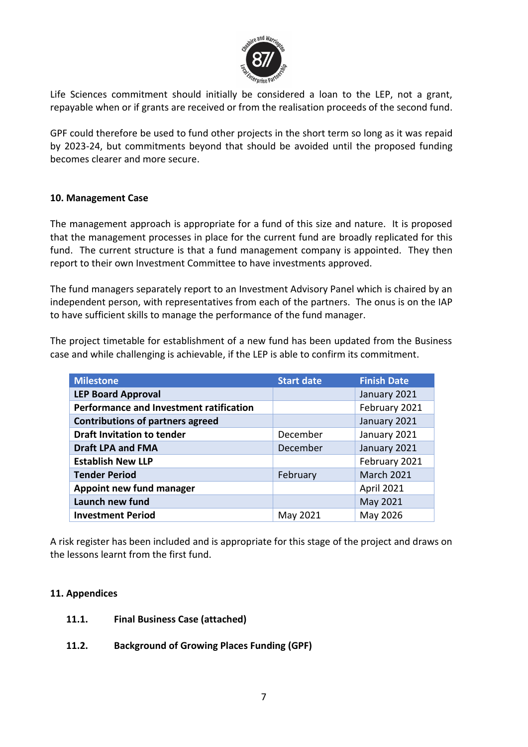Life Sciences commitment should initially be considered a loan to the LEP, not a grant, repayable when or if grants are received or from the realisation proceeds of the second fund.

GPF could therefore be used to fund other projects in the short term so long as it was repaid by 2023-24, but commitments beyond that should be avoided until the proposed funding becomes clearer and more secure.

## 10. Management Case

The management approach is appropriate for a fund of this size and nature. It is proposed that the management processes in place for the current fund are broadly replicated for this fund. The current structure is that a fund management company is appointed. They then report to their own Investment Committee to have investments approved.

The fund managers separately report to an Investment Advisory Panel which is chaired by an independent person, with representatives from each of the partners. The onus is on the IAP to have sufficient skills to manage the performance of the fund manager.

The project timetable for establishment of a new fund has been updated from the Business case and while challenging is achievable, if the LEP is able to confirm its commitment.

| Milestone | Start date | Finish Date |
|---|---|---|
| **LEP Board Approval** | | January 2021 |
| **Performance and Investment ratification** | | February 2021 |
| **Contributions of partners agreed** | | January 2021 |
| **Draft Invitation to tender** | December | January 2021 |
| **Draft LPA and FMA** | December | January 2021 |
| **Establish New LLP** | | February 2021 |
| **Tender Period** | February | March 2021 |
| **Appoint new fund manager** | | April 2021 |
| **Launch new fund** | | May 2021 |
| **Investment Period** | May 2021 | May 2026 |

A risk register has been included and is appropriate for this stage of the project and draws on the lessons learnt from the first fund.

## 11. Appendices

**11.1. Final Business Case (attached)**

**11.2. Background of Growing Places Funding (GPF)**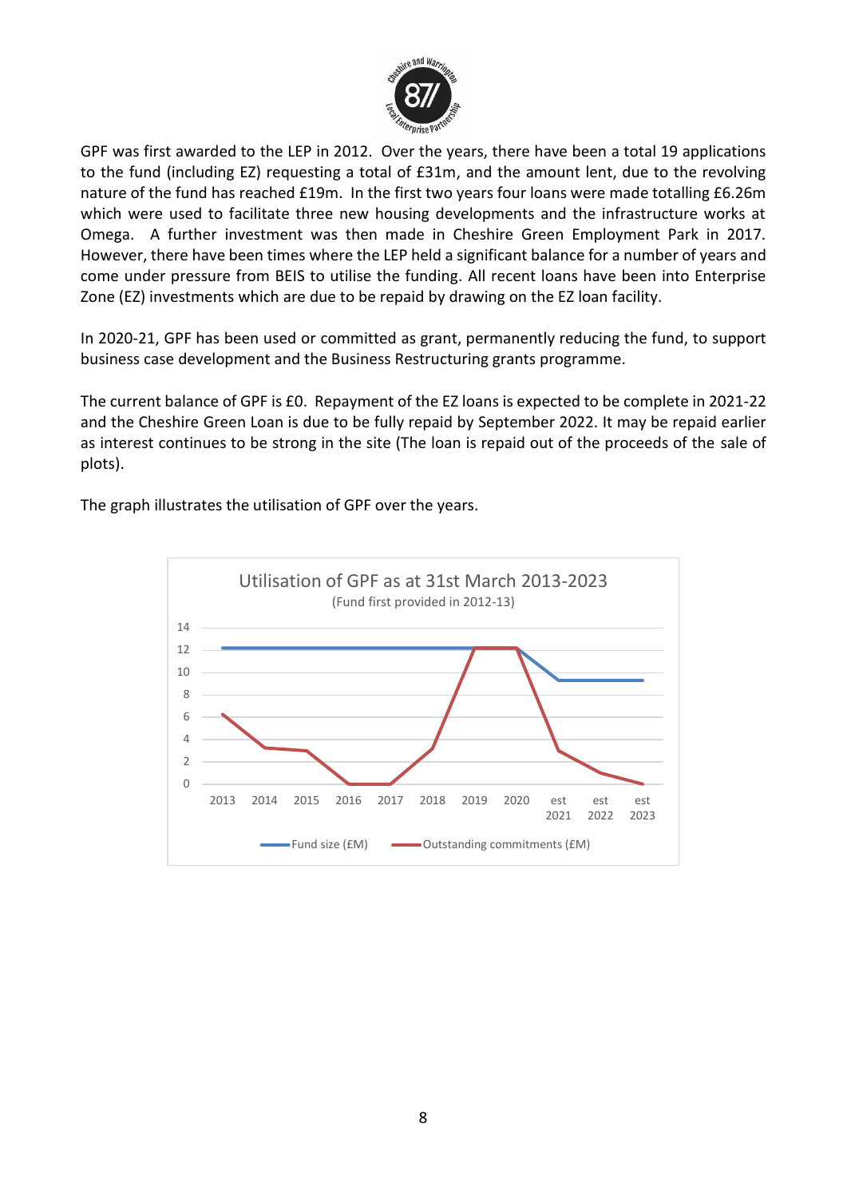GPF was first awarded to the LEP in 2012. Over the years, there have been a total 19 applications to the fund (including EZ) requesting a total of £31m, and the amount lent, due to the revolving nature of the fund has reached £19m. In the first two years four loans were made totalling £6.26m which were used to facilitate three new housing developments and the infrastructure works at Omega. A further investment was then made in Cheshire Green Employment Park in 2017. However, there have been times where the LEP held a significant balance for a number of years and come under pressure from BEIS to utilise the funding. All recent loans have been into Enterprise Zone (EZ) investments which are due to be repaid by drawing on the EZ loan facility.

In 2020-21, GPF has been used or committed as grant, permanently reducing the fund, to support business case development and the Business Restructuring grants programme.

The current balance of GPF is £0. Repayment of the EZ loans is expected to be complete in 2021-22 and the Cheshire Green Loan is due to be fully repaid by September 2022. It may be repaid earlier as interest continues to be strong in the site (The loan is repaid out of the proceeds of the sale of plots).

The graph illustrates the utilisation of GPF over the years.

Utilisation of GPF as at 31st March 2013-2023
(Fund first provided in 2012-13)

Fund size (£M) — Outstanding commitments (£M)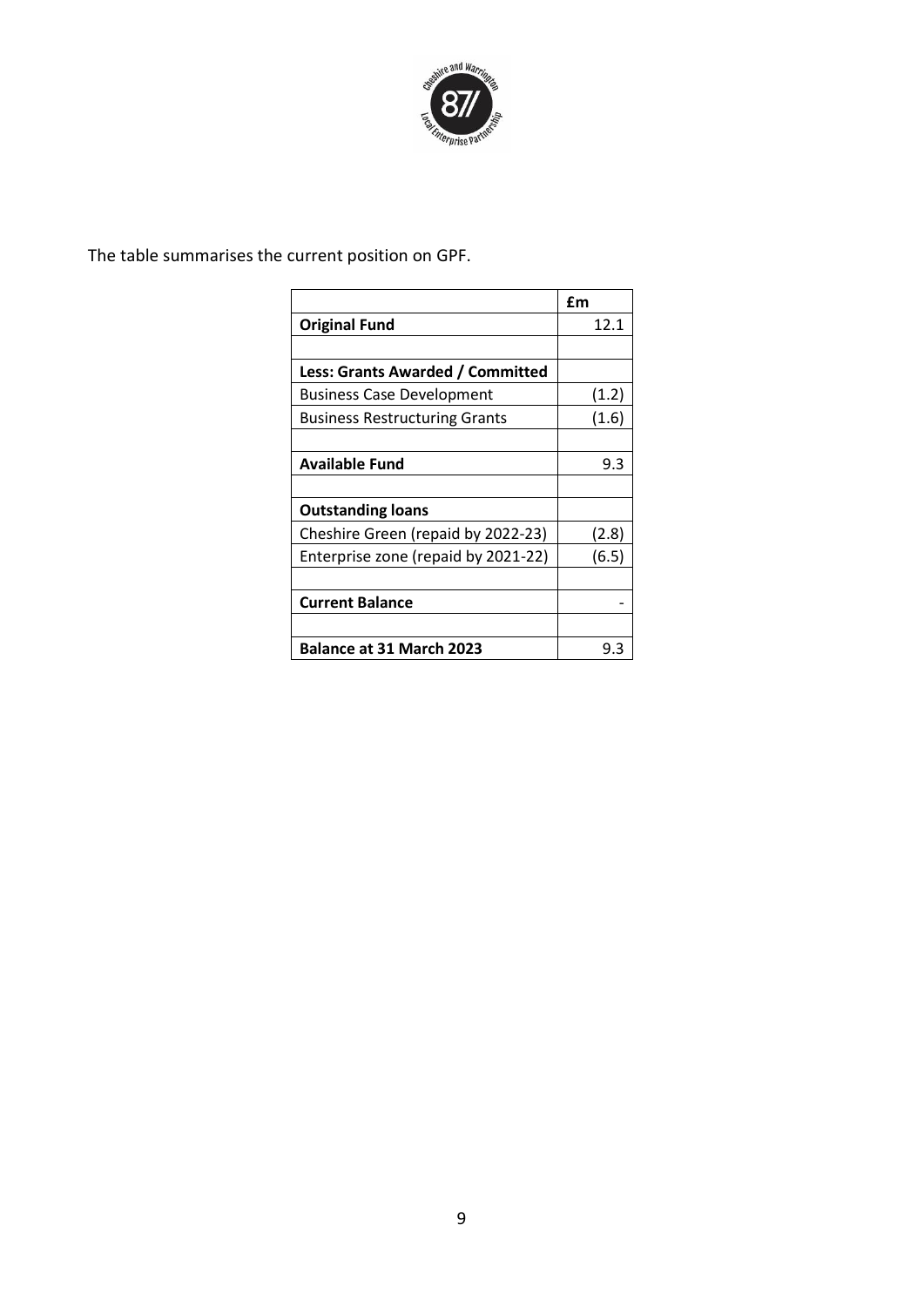The table summarises the current position on GPF.

| | £m |
|---|---|
| **Original Fund** | 12.1 |
| | |
| **Less: Grants Awarded / Committed** | |
| Business Case Development | (1.2) |
| Business Restructuring Grants | (1.6) |
| | |
| **Available Fund** | 9.3 |
| | |
| **Outstanding loans** | |
| Cheshire Green (repaid by 2022-23) | (2.8) |
| Enterprise zone (repaid by 2021-22) | (6.5) |
| | |
| **Current Balance** | - |
| | |
| **Balance at 31 March 2023** | 9.3 |